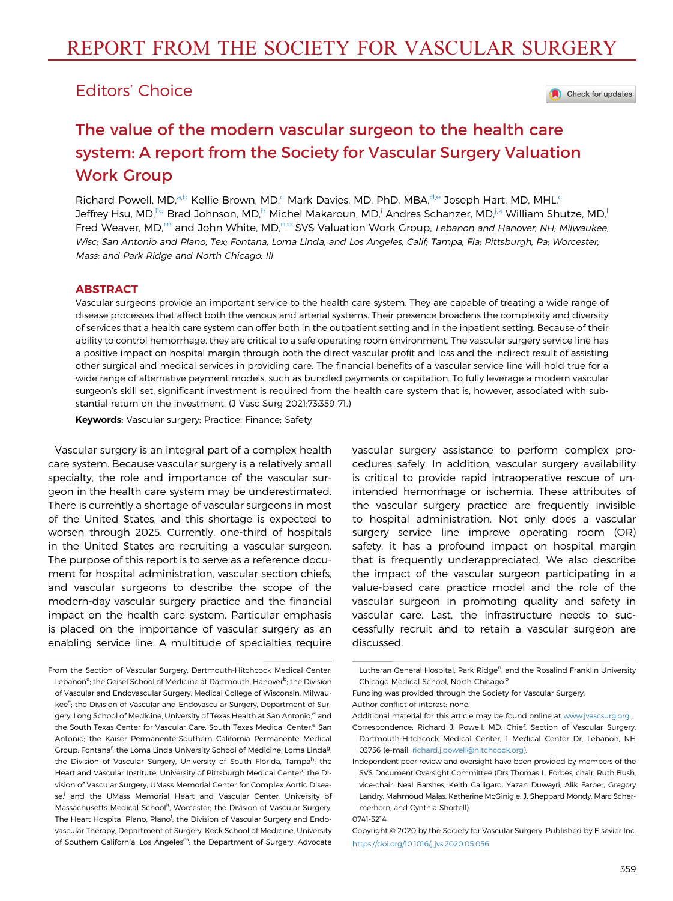# REPORT FROM THE SOCIETY FOR VASCULAR SURGERY

## Editors' Choice

# The value of the modern vascular surgeon to the health care system: A report from the Society for Vascular Surgery Valuation Work Group

Richard Powell, MD,[a,b] Kellie Brown, MD,[c] Mark Davies, MD, PhD, MBA,[d,e] Joseph Hart, MD, MHL,[c] Jeffrey Hsu, MD,[f,g] Brad Johnson, MD,[h] Michel Makaroun, MD,[i] Andres Schanzer, MD,[j,k] William Shutze, MD,[l] Fred Weaver, MD,[m] and John White, MD,[n,o] SVS Valuation Work Group, *Lebanon and Hanover, NH; Milwaukee, Wisc; San Antonio and Plano, Tex; Fontana, Loma Linda, and Los Angeles, Calif; Tampa, Fla; Pittsburgh, Pa; Worcester, Mass; and Park Ridge and North Chicago, Ill*

## ABSTRACT

Vascular surgeons provide an important service to the health care system. They are capable of treating a wide range of disease processes that affect both the venous and arterial systems. Their presence broadens the complexity and diversity of services that a health care system can offer both in the outpatient setting and in the inpatient setting. Because of their ability to control hemorrhage, they are critical to a safe operating room environment. The vascular surgery service line has a positive impact on hospital margin through both the direct vascular profit and loss and the indirect result of assisting other surgical and medical services in providing care. The financial benefits of a vascular service line will hold true for a wide range of alternative payment models, such as bundled payments or capitation. To fully leverage a modern vascular surgeon's skill set, significant investment is required from the health care system that is, however, associated with substantial return on the investment. (J Vasc Surg 2021;73:359-71.)

**Keywords:** Vascular surgery; Practice; Finance; Safety

Vascular surgery is an integral part of a complex health care system. Because vascular surgery is a relatively small specialty, the role and importance of the vascular surgeon in the health care system may be underestimated. There is currently a shortage of vascular surgeons in most of the United States, and this shortage is expected to worsen through 2025. Currently, one-third of hospitals in the United States are recruiting a vascular surgeon. The purpose of this report is to serve as a reference document for hospital administration, vascular section chiefs, and vascular surgeons to describe the scope of the modern-day vascular surgery practice and the financial impact on the health care system. Particular emphasis is placed on the importance of vascular surgery as an enabling service line. A multitude of specialties require vascular surgery assistance to perform complex procedures safely. In addition, vascular surgery availability is critical to provide rapid intraoperative rescue of unintended hemorrhage or ischemia. These attributes of the vascular surgery practice are frequently invisible to hospital administration. Not only does a vascular surgery service line improve operating room (OR) safety, it has a profound impact on hospital margin that is frequently underappreciated. We also describe the impact of the vascular surgeon participating in a value-based care practice model and the role of the vascular surgeon in promoting quality and safety in vascular care. Last, the infrastructure needs to successfully recruit and to retain a vascular surgeon are discussed.

---

From the Section of Vascular Surgery, Dartmouth-Hitchcock Medical Center, Lebanon[a]; the Geisel School of Medicine at Dartmouth, Hanover[b]; the Division of Vascular and Endovascular Surgery, Medical College of Wisconsin, Milwaukee[c]; the Division of Vascular and Endovascular Surgery, Department of Surgery, Long School of Medicine, University of Texas Health at San Antonio,[d] and the South Texas Center for Vascular Care, South Texas Medical Center,[e] San Antonio; the Kaiser Permanente-Southern California Permanente Medical Group, Fontana[f]; the Loma Linda University School of Medicine, Loma Linda[g]; the Division of Vascular Surgery, University of South Florida, Tampa[h]; the Heart and Vascular Institute, University of Pittsburgh Medical Center[i]; the Division of Vascular Surgery, UMass Memorial Center for Complex Aortic Disease,[j] and the UMass Memorial Heart and Vascular Center, University of Massachusetts Medical School[k], Worcester; the Division of Vascular Surgery, The Heart Hospital Plano, Plano[l]; the Division of Vascular Surgery and Endovascular Therapy, Department of Surgery, Keck School of Medicine, University of Southern California, Los Angeles[m]; the Department of Surgery, Advocate Lutheran General Hospital, Park Ridge[n]; and the Rosalind Franklin University Chicago Medical School, North Chicago.[o]

Funding was provided through the Society for Vascular Surgery.

Author conflict of interest: none.

Additional material for this article may be found online at www.jvascsurg.org.

Correspondence: Richard J. Powell, MD, Chief, Section of Vascular Surgery, Dartmouth-Hitchcock Medical Center, 1 Medical Center Dr, Lebanon, NH 03756 (e-mail: richard.j.powell@hitchcock.org).

Independent peer review and oversight have been provided by members of the SVS Document Oversight Committee (Drs Thomas L. Forbes, chair, Ruth Bush, vice-chair, Neal Barshes, Keith Calligaro, Yazan Duwayri, Alik Farber, Gregory Landry, Mahmoud Malas, Katherine McGinigle, J. Sheppard Mondy, Marc Schermerhorn, and Cynthia Shortell).

0741-5214

Copyright © 2020 by the Society for Vascular Surgery. Published by Elsevier Inc.

https://doi.org/10.1016/j.jvs.2020.05.056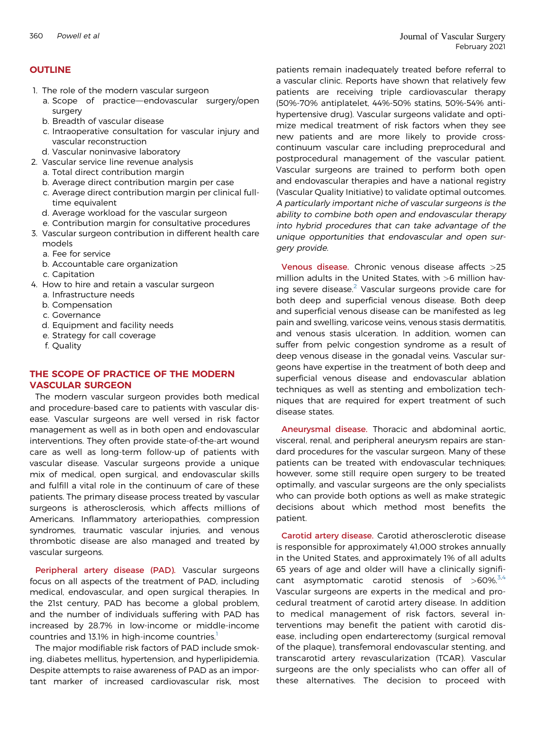## OUTLINE

1. The role of the modern vascular surgeon
   a. Scope of practice—endovascular surgery/open surgery
   b. Breadth of vascular disease
   c. Intraoperative consultation for vascular injury and vascular reconstruction
   d. Vascular noninvasive laboratory
2. Vascular service line revenue analysis
   a. Total direct contribution margin
   b. Average direct contribution margin per case
   c. Average direct contribution margin per clinical full-time equivalent
   d. Average workload for the vascular surgeon
   e. Contribution margin for consultative procedures
3. Vascular surgeon contribution in different health care models
   a. Fee for service
   b. Accountable care organization
   c. Capitation
4. How to hire and retain a vascular surgeon
   a. Infrastructure needs
   b. Compensation
   c. Governance
   d. Equipment and facility needs
   e. Strategy for call coverage
   f. Quality

## THE SCOPE OF PRACTICE OF THE MODERN VASCULAR SURGEON

The modern vascular surgeon provides both medical and procedure-based care to patients with vascular disease. Vascular surgeons are well versed in risk factor management as well as in both open and endovascular interventions. They often provide state-of-the-art wound care as well as long-term follow-up of patients with vascular disease. Vascular surgeons provide a unique mix of medical, open surgical, and endovascular skills and fulfill a vital role in the continuum of care of these patients. The primary disease process treated by vascular surgeons is atherosclerosis, which affects millions of Americans. Inflammatory arteriopathies, compression syndromes, traumatic vascular injuries, and venous thrombotic disease are also managed and treated by vascular surgeons.

**Peripheral artery disease (PAD).** Vascular surgeons focus on all aspects of the treatment of PAD, including medical, endovascular, and open surgical therapies. In the 21st century, PAD has become a global problem, and the number of individuals suffering with PAD has increased by 28.7% in low-income or middle-income countries and 13.1% in high-income countries.[1]

The major modifiable risk factors of PAD include smoking, diabetes mellitus, hypertension, and hyperlipidemia. Despite attempts to raise awareness of PAD as an important marker of increased cardiovascular risk, most patients remain inadequately treated before referral to a vascular clinic. Reports have shown that relatively few patients are receiving triple cardiovascular therapy (50%-70% antiplatelet, 44%-50% statins, 50%-54% antihypertensive drug). Vascular surgeons validate and optimize medical treatment of risk factors when they see new patients and are more likely to provide cross-continuum vascular care including preprocedural and postprocedural management of the vascular patient. Vascular surgeons are trained to perform both open and endovascular therapies and have a national registry (Vascular Quality Initiative) to validate optimal outcomes. *A particularly important niche of vascular surgeons is the ability to combine both open and endovascular therapy into hybrid procedures that can take advantage of the unique opportunities that endovascular and open surgery provide.*

**Venous disease.** Chronic venous disease affects >25 million adults in the United States, with >6 million having severe disease.[2] Vascular surgeons provide care for both deep and superficial venous disease. Both deep and superficial venous disease can be manifested as leg pain and swelling, varicose veins, venous stasis dermatitis, and venous stasis ulceration. In addition, women can suffer from pelvic congestion syndrome as a result of deep venous disease in the gonadal veins. Vascular surgeons have expertise in the treatment of both deep and superficial venous disease and endovascular ablation techniques as well as stenting and embolization techniques that are required for expert treatment of such disease states.

**Aneurysmal disease.** Thoracic and abdominal aortic, visceral, renal, and peripheral aneurysm repairs are standard procedures for the vascular surgeon. Many of these patients can be treated with endovascular techniques; however, some still require open surgery to be treated optimally, and vascular surgeons are the only specialists who can provide both options as well as make strategic decisions about which method most benefits the patient.

**Carotid artery disease.** Carotid atherosclerotic disease is responsible for approximately 41,000 strokes annually in the United States, and approximately 1% of all adults 65 years of age and older will have a clinically significant asymptomatic carotid stenosis of >60%.[3,4] Vascular surgeons are experts in the medical and procedural treatment of carotid artery disease. In addition to medical management of risk factors, several interventions may benefit the patient with carotid disease, including open endarterectomy (surgical removal of the plaque), transfemoral endovascular stenting, and transcarotid artery revascularization (TCAR). Vascular surgeons are the only specialists who can offer all of these alternatives. The decision to proceed with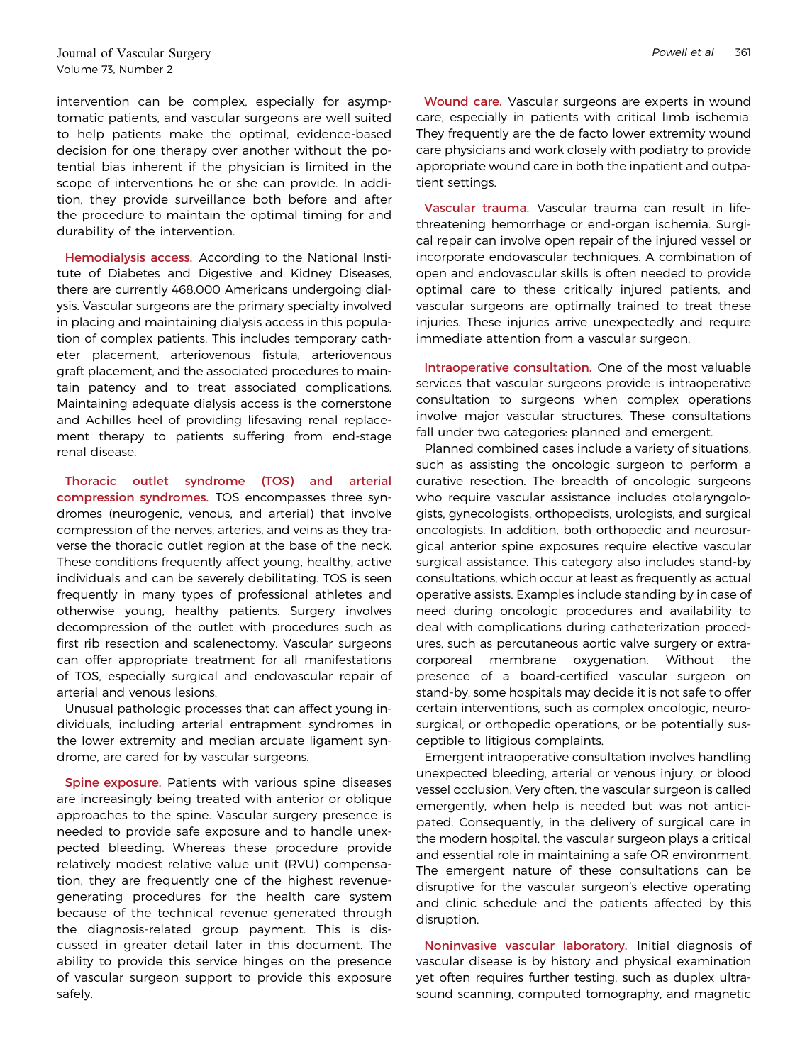intervention can be complex, especially for asymptomatic patients, and vascular surgeons are well suited to help patients make the optimal, evidence-based decision for one therapy over another without the potential bias inherent if the physician is limited in the scope of interventions he or she can provide. In addition, they provide surveillance both before and after the procedure to maintain the optimal timing for and durability of the intervention.

**Hemodialysis access.** According to the National Institute of Diabetes and Digestive and Kidney Diseases, there are currently 468,000 Americans undergoing dialysis. Vascular surgeons are the primary specialty involved in placing and maintaining dialysis access in this population of complex patients. This includes temporary catheter placement, arteriovenous fistula, arteriovenous graft placement, and the associated procedures to maintain patency and to treat associated complications. Maintaining adequate dialysis access is the cornerstone and Achilles heel of providing lifesaving renal replacement therapy to patients suffering from end-stage renal disease.

**Thoracic outlet syndrome (TOS) and arterial compression syndromes.** TOS encompasses three syndromes (neurogenic, venous, and arterial) that involve compression of the nerves, arteries, and veins as they traverse the thoracic outlet region at the base of the neck. These conditions frequently affect young, healthy, active individuals and can be severely debilitating. TOS is seen frequently in many types of professional athletes and otherwise young, healthy patients. Surgery involves decompression of the outlet with procedures such as first rib resection and scalenectomy. Vascular surgeons can offer appropriate treatment for all manifestations of TOS, especially surgical and endovascular repair of arterial and venous lesions.

Unusual pathologic processes that can affect young individuals, including arterial entrapment syndromes in the lower extremity and median arcuate ligament syndrome, are cared for by vascular surgeons.

**Spine exposure.** Patients with various spine diseases are increasingly being treated with anterior or oblique approaches to the spine. Vascular surgery presence is needed to provide safe exposure and to handle unexpected bleeding. Whereas these procedure provide relatively modest relative value unit (RVU) compensation, they are frequently one of the highest revenue-generating procedures for the health care system because of the technical revenue generated through the diagnosis-related group payment. This is discussed in greater detail later in this document. The ability to provide this service hinges on the presence of vascular surgeon support to provide this exposure safely.

**Wound care.** Vascular surgeons are experts in wound care, especially in patients with critical limb ischemia. They frequently are the de facto lower extremity wound care physicians and work closely with podiatry to provide appropriate wound care in both the inpatient and outpatient settings.

**Vascular trauma.** Vascular trauma can result in life-threatening hemorrhage or end-organ ischemia. Surgical repair can involve open repair of the injured vessel or incorporate endovascular techniques. A combination of open and endovascular skills is often needed to provide optimal care to these critically injured patients, and vascular surgeons are optimally trained to treat these injuries. These injuries arrive unexpectedly and require immediate attention from a vascular surgeon.

**Intraoperative consultation.** One of the most valuable services that vascular surgeons provide is intraoperative consultation to surgeons when complex operations involve major vascular structures. These consultations fall under two categories: planned and emergent.

Planned combined cases include a variety of situations, such as assisting the oncologic surgeon to perform a curative resection. The breadth of oncologic surgeons who require vascular assistance includes otolaryngologists, gynecologists, orthopedists, urologists, and surgical oncologists. In addition, both orthopedic and neurosurgical anterior spine exposures require elective vascular surgical assistance. This category also includes stand-by consultations, which occur at least as frequently as actual operative assists. Examples include standing by in case of need during oncologic procedures and availability to deal with complications during catheterization procedures, such as percutaneous aortic valve surgery or extracorporeal membrane oxygenation. Without the presence of a board-certified vascular surgeon on stand-by, some hospitals may decide it is not safe to offer certain interventions, such as complex oncologic, neurosurgical, or orthopedic operations, or be potentially susceptible to litigious complaints.

Emergent intraoperative consultation involves handling unexpected bleeding, arterial or venous injury, or blood vessel occlusion. Very often, the vascular surgeon is called emergently, when help is needed but was not anticipated. Consequently, in the delivery of surgical care in the modern hospital, the vascular surgeon plays a critical and essential role in maintaining a safe OR environment. The emergent nature of these consultations can be disruptive for the vascular surgeon's elective operating and clinic schedule and the patients affected by this disruption.

**Noninvasive vascular laboratory.** Initial diagnosis of vascular disease is by history and physical examination yet often requires further testing, such as duplex ultrasound scanning, computed tomography, and magnetic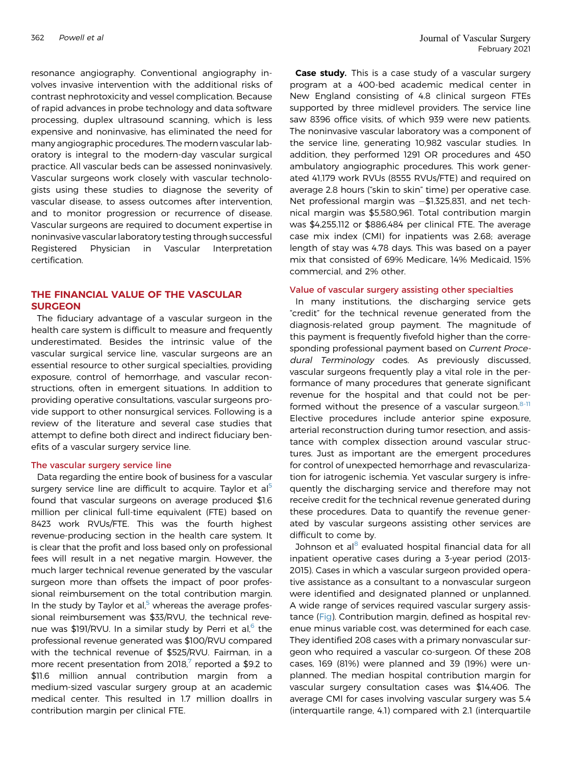resonance angiography. Conventional angiography involves invasive intervention with the additional risks of contrast nephrotoxicity and vessel complication. Because of rapid advances in probe technology and data software processing, duplex ultrasound scanning, which is less expensive and noninvasive, has eliminated the need for many angiographic procedures. The modern vascular laboratory is integral to the modern-day vascular surgical practice. All vascular beds can be assessed noninvasively. Vascular surgeons work closely with vascular technologists using these studies to diagnose the severity of vascular disease, to assess outcomes after intervention, and to monitor progression or recurrence of disease. Vascular surgeons are required to document expertise in noninvasive vascular laboratory testing through successful Registered Physician in Vascular Interpretation certification.

## THE FINANCIAL VALUE OF THE VASCULAR SURGEON

The fiduciary advantage of a vascular surgeon in the health care system is difficult to measure and frequently underestimated. Besides the intrinsic value of the vascular surgical service line, vascular surgeons are an essential resource to other surgical specialties, providing exposure, control of hemorrhage, and vascular reconstructions, often in emergent situations. In addition to providing operative consultations, vascular surgeons provide support to other nonsurgical services. Following is a review of the literature and several case studies that attempt to define both direct and indirect fiduciary benefits of a vascular surgery service line.

### The vascular surgery service line

Data regarding the entire book of business for a vascular surgery service line are difficult to acquire. Taylor et al[5] found that vascular surgeons on average produced $1.6 million per clinical full-time equivalent (FTE) based on 8423 work RVUs/FTE. This was the fourth highest revenue-producing section in the health care system. It is clear that the profit and loss based only on professional fees will result in a net negative margin. However, the much larger technical revenue generated by the vascular surgeon more than offsets the impact of poor professional reimbursement on the total contribution margin. In the study by Taylor et al,[5] whereas the average professional reimbursement was $33/RVU, the technical revenue was $191/RVU. In a similar study by Perri et al,[6] the professional revenue generated was $100/RVU compared with the technical revenue of $525/RVU. Fairman, in a more recent presentation from 2018,[7] reported a $9.2 to $11.6 million annual contribution margin from a medium-sized vascular surgery group at an academic medical center. This resulted in 1.7 million doallrs in contribution margin per clinical FTE.

**Case study.** This is a case study of a vascular surgery program at a 400-bed academic medical center in New England consisting of 4.8 clinical surgeon FTEs supported by three midlevel providers. The service line saw 8396 office visits, of which 939 were new patients. The noninvasive vascular laboratory was a component of the service line, generating 10,982 vascular studies. In addition, they performed 1291 OR procedures and 450 ambulatory angiographic procedures. This work generated 41,179 work RVUs (8555 RVUs/FTE) and required on average 2.8 hours ("skin to skin" time) per operative case. Net professional margin was −$1,325,831, and net technical margin was $5,580,961. Total contribution margin was $4,255,112 or $886,484 per clinical FTE. The average case mix index (CMI) for inpatients was 2.68; average length of stay was 4.78 days. This was based on a payer mix that consisted of 69% Medicare, 14% Medicaid, 15% commercial, and 2% other.

### Value of vascular surgery assisting other specialties

In many institutions, the discharging service gets "credit" for the technical revenue generated from the diagnosis-related group payment. The magnitude of this payment is frequently fivefold higher than the corresponding professional payment based on *Current Procedural Terminology* codes. As previously discussed, vascular surgeons frequently play a vital role in the performance of many procedures that generate significant revenue for the hospital and that could not be performed without the presence of a vascular surgeon.[8-11] Elective procedures include anterior spine exposure, arterial reconstruction during tumor resection, and assistance with complex dissection around vascular structures. Just as important are the emergent procedures for control of unexpected hemorrhage and revascularization for iatrogenic ischemia. Yet vascular surgery is infrequently the discharging service and therefore may not receive credit for the technical revenue generated during these procedures. Data to quantify the revenue generated by vascular surgeons assisting other services are difficult to come by.

Johnson et al[8] evaluated hospital financial data for all inpatient operative cases during a 3-year period (2013-2015). Cases in which a vascular surgeon provided operative assistance as a consultant to a nonvascular surgeon were identified and designated planned or unplanned. A wide range of services required vascular surgery assistance (Fig). Contribution margin, defined as hospital revenue minus variable cost, was determined for each case. They identified 208 cases with a primary nonvascular surgeon who required a vascular co-surgeon. Of these 208 cases, 169 (81%) were planned and 39 (19%) were unplanned. The median hospital contribution margin for vascular surgery consultation cases was $14,406. The average CMI for cases involving vascular surgery was 5.4 (interquartile range, 4.1) compared with 2.1 (interquartile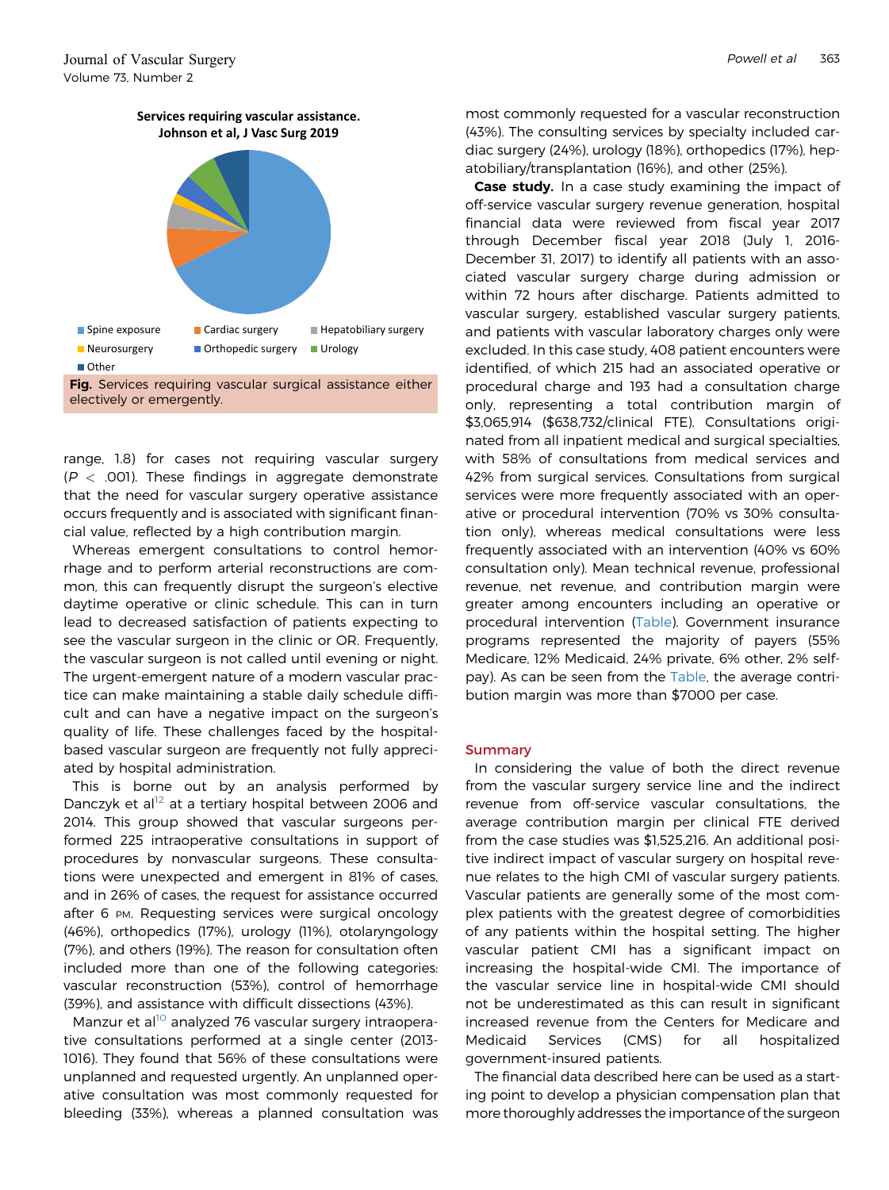**Services requiring vascular assistance. Johnson et al, J Vasc Surg 2019**

Spine exposure, Cardiac surgery, Hepatobiliary surgery, Neurosurgery, Orthopedic surgery, Urology, Other

**Fig.** Services requiring vascular surgical assistance either electively or emergently.

range, 1.8) for cases not requiring vascular surgery ($P < .001$). These findings in aggregate demonstrate that the need for vascular surgery operative assistance occurs frequently and is associated with significant financial value, reflected by a high contribution margin.

Whereas emergent consultations to control hemorrhage and to perform arterial reconstructions are common, this can frequently disrupt the surgeon's elective daytime operative or clinic schedule. This can in turn lead to decreased satisfaction of patients expecting to see the vascular surgeon in the clinic or OR. Frequently, the vascular surgeon is not called until evening or night. The urgent-emergent nature of a modern vascular practice can make maintaining a stable daily schedule difficult and can have a negative impact on the surgeon's quality of life. These challenges faced by the hospital-based vascular surgeon are frequently not fully appreciated by hospital administration.

This is borne out by an analysis performed by Danczyk et al[12] at a tertiary hospital between 2006 and 2014. This group showed that vascular surgeons performed 225 intraoperative consultations in support of procedures by nonvascular surgeons. These consultations were unexpected and emergent in 81% of cases, and in 26% of cases, the request for assistance occurred after 6 PM. Requesting services were surgical oncology (46%), orthopedics (17%), urology (11%), otolaryngology (7%), and others (19%). The reason for consultation often included more than one of the following categories: vascular reconstruction (53%), control of hemorrhage (39%), and assistance with difficult dissections (43%).

Manzur et al[10] analyzed 76 vascular surgery intraoperative consultations performed at a single center (2013-1016). They found that 56% of these consultations were unplanned and requested urgently. An unplanned operative consultation was most commonly requested for bleeding (33%), whereas a planned consultation was most commonly requested for a vascular reconstruction (43%). The consulting services by specialty included cardiac surgery (24%), urology (18%), orthopedics (17%), hepatobiliary/transplantation (16%), and other (25%).

**Case study.** In a case study examining the impact of off-service vascular surgery revenue generation, hospital financial data were reviewed from fiscal year 2017 through December fiscal year 2018 (July 1, 2016-December 31, 2017) to identify all patients with an associated vascular surgery charge during admission or within 72 hours after discharge. Patients admitted to vascular surgery, established vascular surgery patients, and patients with vascular laboratory charges only were excluded. In this case study, 408 patient encounters were identified, of which 215 had an associated operative or procedural charge and 193 had a consultation charge only, representing a total contribution margin of \$3,065,914 (\$638,732/clinical FTE). Consultations originated from all inpatient medical and surgical specialties, with 58% of consultations from medical services and 42% from surgical services. Consultations from surgical services were more frequently associated with an operative or procedural intervention (70% vs 30% consultation only), whereas medical consultations were less frequently associated with an intervention (40% vs 60% consultation only). Mean technical revenue, professional revenue, net revenue, and contribution margin were greater among encounters including an operative or procedural intervention (Table). Government insurance programs represented the majority of payers (55% Medicare, 12% Medicaid, 24% private, 6% other, 2% self-pay). As can be seen from the Table, the average contribution margin was more than \$7000 per case.

## Summary

In considering the value of both the direct revenue from the vascular surgery service line and the indirect revenue from off-service vascular consultations, the average contribution margin per clinical FTE derived from the case studies was \$1,525,216. An additional positive indirect impact of vascular surgery on hospital revenue relates to the high CMI of vascular surgery patients. Vascular patients are generally some of the most complex patients with the greatest degree of comorbidities of any patients within the hospital setting. The higher vascular patient CMI has a significant impact on increasing the hospital-wide CMI. The importance of the vascular service line in hospital-wide CMI should not be underestimated as this can result in significant increased revenue from the Centers for Medicare and Medicaid Services (CMS) for all hospitalized government-insured patients.

The financial data described here can be used as a starting point to develop a physician compensation plan that more thoroughly addresses the importance of the surgeon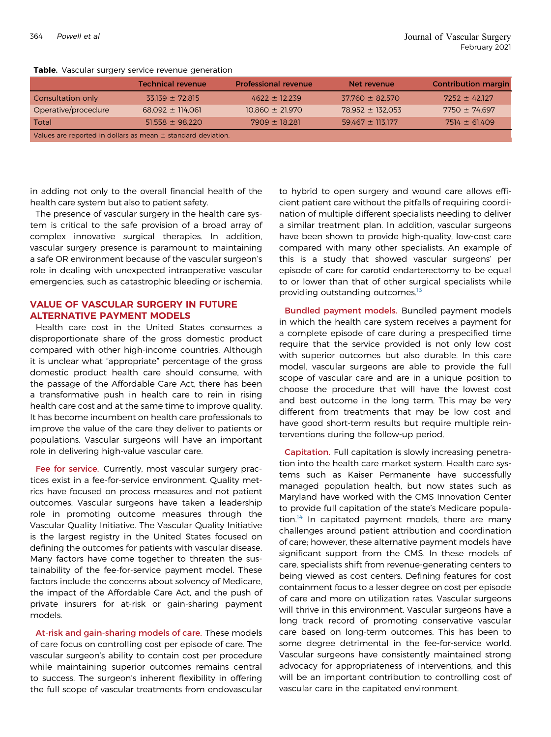**Table.** Vascular surgery service revenue generation

| | Technical revenue | Professional revenue | Net revenue | Contribution margin |
|---|---|---|---|---|
| Consultation only | 33,139 ± 72,815 | 4622 ± 12,239 | 37,760 ± 82,570 | 7252 ± 42,127 |
| Operative/procedure | 68,092 ± 114,061 | 10,860 ± 21,970 | 78,952 ± 132,053 | 7750 ± 74,697 |
| Total | 51,558 ± 98,220 | 7909 ± 18,281 | 59,467 ± 113,177 | 7514 ± 61,409 |

Values are reported in dollars as mean ± standard deviation.

in adding not only to the overall financial health of the health care system but also to patient safety.

The presence of vascular surgery in the health care system is critical to the safe provision of a broad array of complex innovative surgical therapies. In addition, vascular surgery presence is paramount to maintaining a safe OR environment because of the vascular surgeon's role in dealing with unexpected intraoperative vascular emergencies, such as catastrophic bleeding or ischemia.

## VALUE OF VASCULAR SURGERY IN FUTURE ALTERNATIVE PAYMENT MODELS

Health care cost in the United States consumes a disproportionate share of the gross domestic product compared with other high-income countries. Although it is unclear what "appropriate" percentage of the gross domestic product health care should consume, with the passage of the Affordable Care Act, there has been a transformative push in health care to rein in rising health care cost and at the same time to improve quality. It has become incumbent on health care professionals to improve the value of the care they deliver to patients or populations. Vascular surgeons will have an important role in delivering high-value vascular care.

**Fee for service.** Currently, most vascular surgery practices exist in a fee-for-service environment. Quality metrics have focused on process measures and not patient outcomes. Vascular surgeons have taken a leadership role in promoting outcome measures through the Vascular Quality Initiative. The Vascular Quality Initiative is the largest registry in the United States focused on defining the outcomes for patients with vascular disease. Many factors have come together to threaten the sustainability of the fee-for-service payment model. These factors include the concerns about solvency of Medicare, the impact of the Affordable Care Act, and the push of private insurers for at-risk or gain-sharing payment models.

**At-risk and gain-sharing models of care.** These models of care focus on controlling cost per episode of care. The vascular surgeon's ability to contain cost per procedure while maintaining superior outcomes remains central to success. The surgeon's inherent flexibility in offering the full scope of vascular treatments from endovascular to hybrid to open surgery and wound care allows efficient patient care without the pitfalls of requiring coordination of multiple different specialists needing to deliver a similar treatment plan. In addition, vascular surgeons have been shown to provide high-quality, low-cost care compared with many other specialists. An example of this is a study that showed vascular surgeons' per episode of care for carotid endarterectomy to be equal to or lower than that of other surgical specialists while providing outstanding outcomes.[13]

**Bundled payment models.** Bundled payment models in which the health care system receives a payment for a complete episode of care during a prespecified time require that the service provided is not only low cost with superior outcomes but also durable. In this care model, vascular surgeons are able to provide the full scope of vascular care and are in a unique position to choose the procedure that will have the lowest cost and best outcome in the long term. This may be very different from treatments that may be low cost and have good short-term results but require multiple reinterventions during the follow-up period.

**Capitation.** Full capitation is slowly increasing penetration into the health care market system. Health care systems such as Kaiser Permanente have successfully managed population health, but now states such as Maryland have worked with the CMS Innovation Center to provide full capitation of the state's Medicare population.[14] In capitated payment models, there are many challenges around patient attribution and coordination of care; however, these alternative payment models have significant support from the CMS. In these models of care, specialists shift from revenue-generating centers to being viewed as cost centers. Defining features for cost containment focus to a lesser degree on cost per episode of care and more on utilization rates. Vascular surgeons will thrive in this environment. Vascular surgeons have a long track record of promoting conservative vascular care based on long-term outcomes. This has been to some degree detrimental in the fee-for-service world. Vascular surgeons have consistently maintained strong advocacy for appropriateness of interventions, and this will be an important contribution to controlling cost of vascular care in the capitated environment.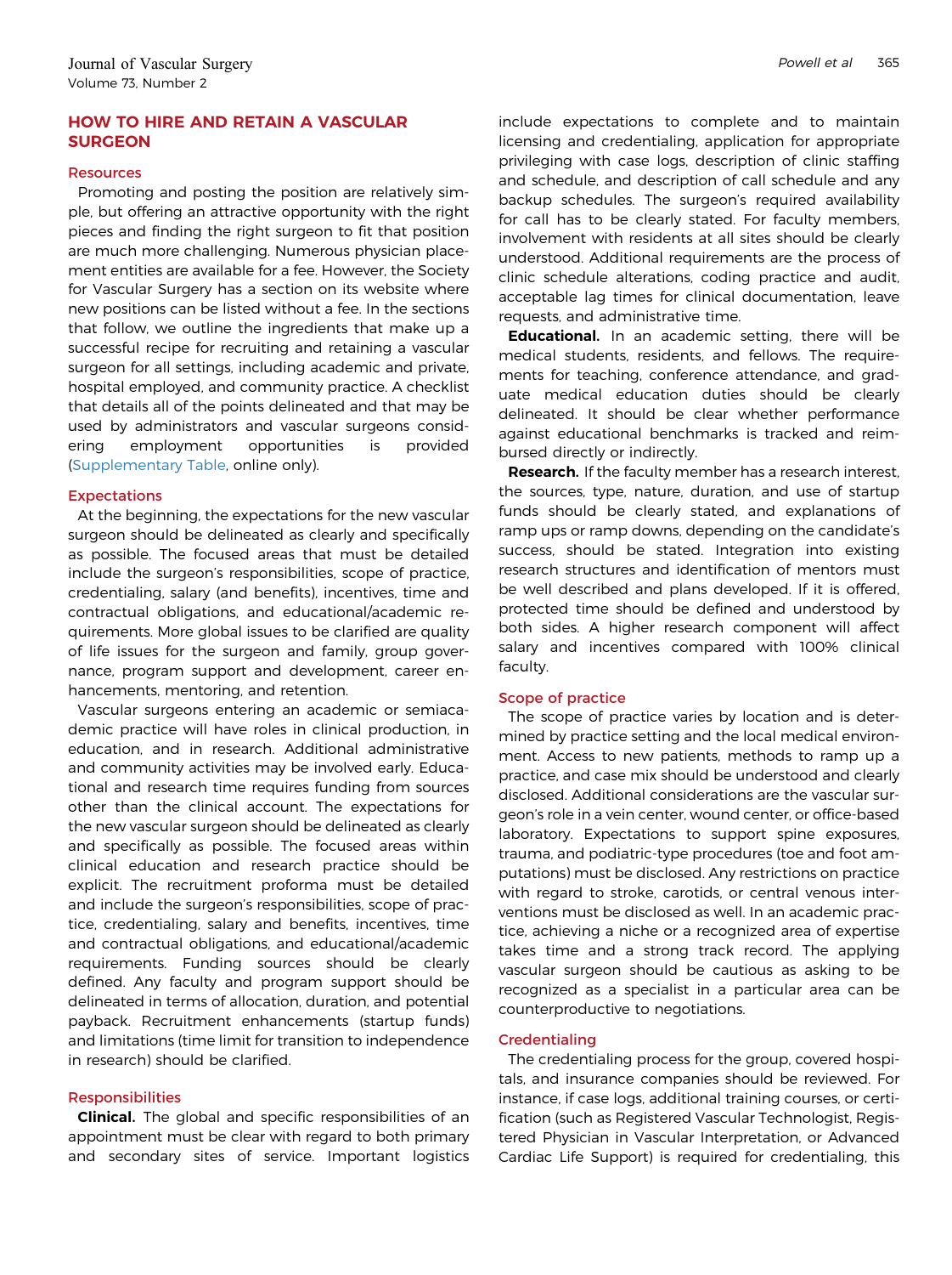## HOW TO HIRE AND RETAIN A VASCULAR SURGEON

### Resources

Promoting and posting the position are relatively simple, but offering an attractive opportunity with the right pieces and finding the right surgeon to fit that position are much more challenging. Numerous physician placement entities are available for a fee. However, the Society for Vascular Surgery has a section on its website where new positions can be listed without a fee. In the sections that follow, we outline the ingredients that make up a successful recipe for recruiting and retaining a vascular surgeon for all settings, including academic and private, hospital employed, and community practice. A checklist that details all of the points delineated and that may be used by administrators and vascular surgeons considering employment opportunities is provided (Supplementary Table, online only).

### Expectations

At the beginning, the expectations for the new vascular surgeon should be delineated as clearly and specifically as possible. The focused areas that must be detailed include the surgeon's responsibilities, scope of practice, credentialing, salary (and benefits), incentives, time and contractual obligations, and educational/academic requirements. More global issues to be clarified are quality of life issues for the surgeon and family, group governance, program support and development, career enhancements, mentoring, and retention.

Vascular surgeons entering an academic or semiacademic practice will have roles in clinical production, in education, and in research. Additional administrative and community activities may be involved early. Educational and research time requires funding from sources other than the clinical account. The expectations for the new vascular surgeon should be delineated as clearly and specifically as possible. The focused areas within clinical education and research practice should be explicit. The recruitment proforma must be detailed and include the surgeon's responsibilities, scope of practice, credentialing, salary and benefits, incentives, time and contractual obligations, and educational/academic requirements. Funding sources should be clearly defined. Any faculty and program support should be delineated in terms of allocation, duration, and potential payback. Recruitment enhancements (startup funds) and limitations (time limit for transition to independence in research) should be clarified.

### Responsibilities

**Clinical.** The global and specific responsibilities of an appointment must be clear with regard to both primary and secondary sites of service. Important logistics include expectations to complete and to maintain licensing and credentialing, application for appropriate privileging with case logs, description of clinic staffing and schedule, and description of call schedule and any backup schedules. The surgeon's required availability for call has to be clearly stated. For faculty members, involvement with residents at all sites should be clearly understood. Additional requirements are the process of clinic schedule alterations, coding practice and audit, acceptable lag times for clinical documentation, leave requests, and administrative time.

**Educational.** In an academic setting, there will be medical students, residents, and fellows. The requirements for teaching, conference attendance, and graduate medical education duties should be clearly delineated. It should be clear whether performance against educational benchmarks is tracked and reimbursed directly or indirectly.

**Research.** If the faculty member has a research interest, the sources, type, nature, duration, and use of startup funds should be clearly stated, and explanations of ramp ups or ramp downs, depending on the candidate's success, should be stated. Integration into existing research structures and identification of mentors must be well described and plans developed. If it is offered, protected time should be defined and understood by both sides. A higher research component will affect salary and incentives compared with 100% clinical faculty.

### Scope of practice

The scope of practice varies by location and is determined by practice setting and the local medical environment. Access to new patients, methods to ramp up a practice, and case mix should be understood and clearly disclosed. Additional considerations are the vascular surgeon's role in a vein center, wound center, or office-based laboratory. Expectations to support spine exposures, trauma, and podiatric-type procedures (toe and foot amputations) must be disclosed. Any restrictions on practice with regard to stroke, carotids, or central venous interventions must be disclosed as well. In an academic practice, achieving a niche or a recognized area of expertise takes time and a strong track record. The applying vascular surgeon should be cautious as asking to be recognized as a specialist in a particular area can be counterproductive to negotiations.

### Credentialing

The credentialing process for the group, covered hospitals, and insurance companies should be reviewed. For instance, if case logs, additional training courses, or certification (such as Registered Vascular Technologist, Registered Physician in Vascular Interpretation, or Advanced Cardiac Life Support) is required for credentialing, this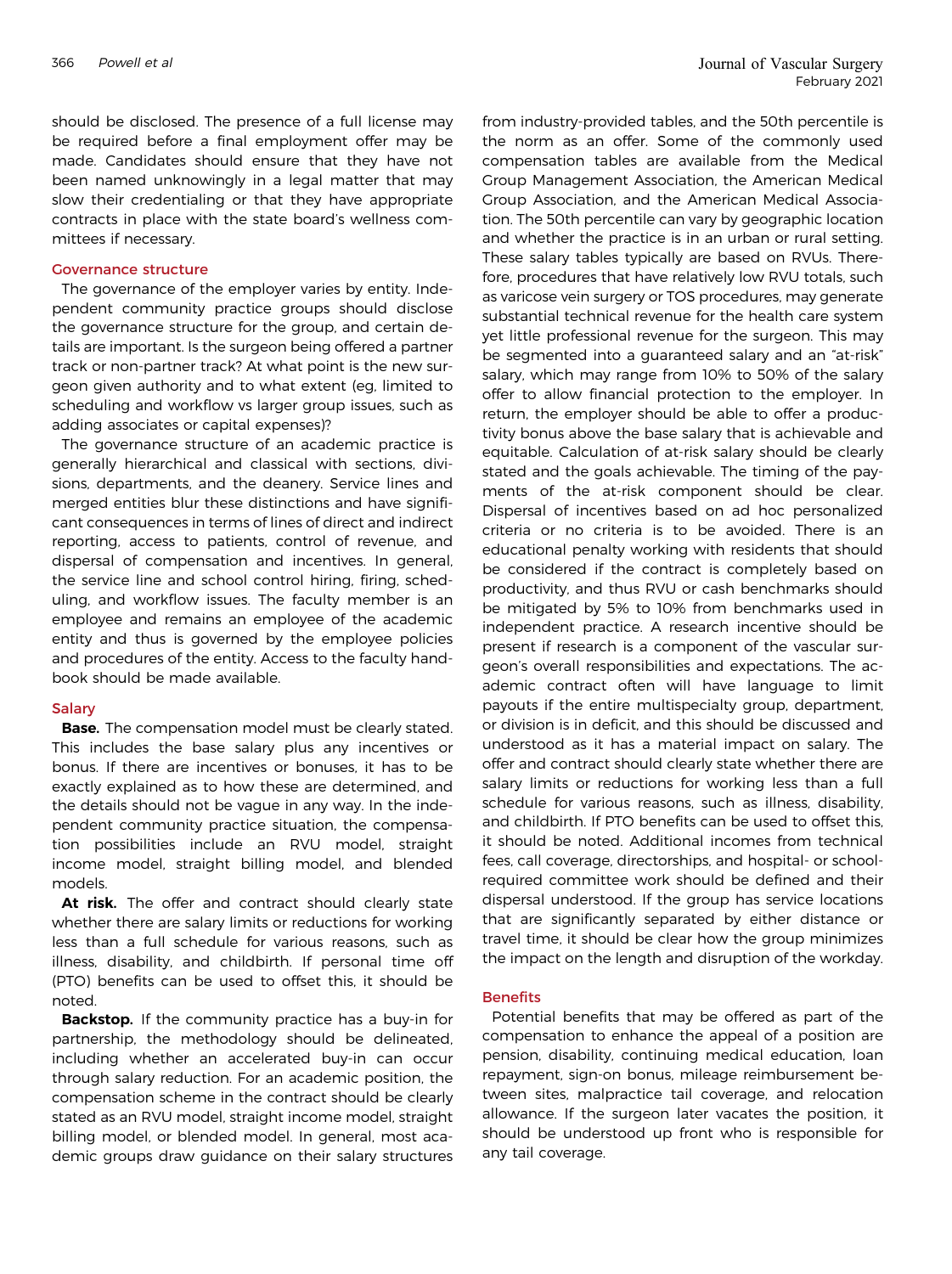should be disclosed. The presence of a full license may be required before a final employment offer may be made. Candidates should ensure that they have not been named unknowingly in a legal matter that may slow their credentialing or that they have appropriate contracts in place with the state board's wellness committees if necessary.

### Governance structure

The governance of the employer varies by entity. Independent community practice groups should disclose the governance structure for the group, and certain details are important. Is the surgeon being offered a partner track or non-partner track? At what point is the new surgeon given authority and to what extent (eg, limited to scheduling and workflow vs larger group issues, such as adding associates or capital expenses)?

The governance structure of an academic practice is generally hierarchical and classical with sections, divisions, departments, and the deanery. Service lines and merged entities blur these distinctions and have significant consequences in terms of lines of direct and indirect reporting, access to patients, control of revenue, and dispersal of compensation and incentives. In general, the service line and school control hiring, firing, scheduling, and workflow issues. The faculty member is an employee and remains an employee of the academic entity and thus is governed by the employee policies and procedures of the entity. Access to the faculty handbook should be made available.

### Salary

**Base.** The compensation model must be clearly stated. This includes the base salary plus any incentives or bonus. If there are incentives or bonuses, it has to be exactly explained as to how these are determined, and the details should not be vague in any way. In the independent community practice situation, the compensation possibilities include an RVU model, straight income model, straight billing model, and blended models.

**At risk.** The offer and contract should clearly state whether there are salary limits or reductions for working less than a full schedule for various reasons, such as illness, disability, and childbirth. If personal time off (PTO) benefits can be used to offset this, it should be noted.

**Backstop.** If the community practice has a buy-in for partnership, the methodology should be delineated, including whether an accelerated buy-in can occur through salary reduction. For an academic position, the compensation scheme in the contract should be clearly stated as an RVU model, straight income model, straight billing model, or blended model. In general, most academic groups draw guidance on their salary structures from industry-provided tables, and the 50th percentile is the norm as an offer. Some of the commonly used compensation tables are available from the Medical Group Management Association, the American Medical Group Association, and the American Medical Association. The 50th percentile can vary by geographic location and whether the practice is in an urban or rural setting. These salary tables typically are based on RVUs. Therefore, procedures that have relatively low RVU totals, such as varicose vein surgery or TOS procedures, may generate substantial technical revenue for the health care system yet little professional revenue for the surgeon. This may be segmented into a guaranteed salary and an "at-risk" salary, which may range from 10% to 50% of the salary offer to allow financial protection to the employer. In return, the employer should be able to offer a productivity bonus above the base salary that is achievable and equitable. Calculation of at-risk salary should be clearly stated and the goals achievable. The timing of the payments of the at-risk component should be clear. Dispersal of incentives based on ad hoc personalized criteria or no criteria is to be avoided. There is an educational penalty working with residents that should be considered if the contract is completely based on productivity, and thus RVU or cash benchmarks should be mitigated by 5% to 10% from benchmarks used in independent practice. A research incentive should be present if research is a component of the vascular surgeon's overall responsibilities and expectations. The academic contract often will have language to limit payouts if the entire multispecialty group, department, or division is in deficit, and this should be discussed and understood as it has a material impact on salary. The offer and contract should clearly state whether there are salary limits or reductions for working less than a full schedule for various reasons, such as illness, disability, and childbirth. If PTO benefits can be used to offset this, it should be noted. Additional incomes from technical fees, call coverage, directorships, and hospital- or school-required committee work should be defined and their dispersal understood. If the group has service locations that are significantly separated by either distance or travel time, it should be clear how the group minimizes the impact on the length and disruption of the workday.

### Benefits

Potential benefits that may be offered as part of the compensation to enhance the appeal of a position are pension, disability, continuing medical education, loan repayment, sign-on bonus, mileage reimbursement between sites, malpractice tail coverage, and relocation allowance. If the surgeon later vacates the position, it should be understood up front who is responsible for any tail coverage.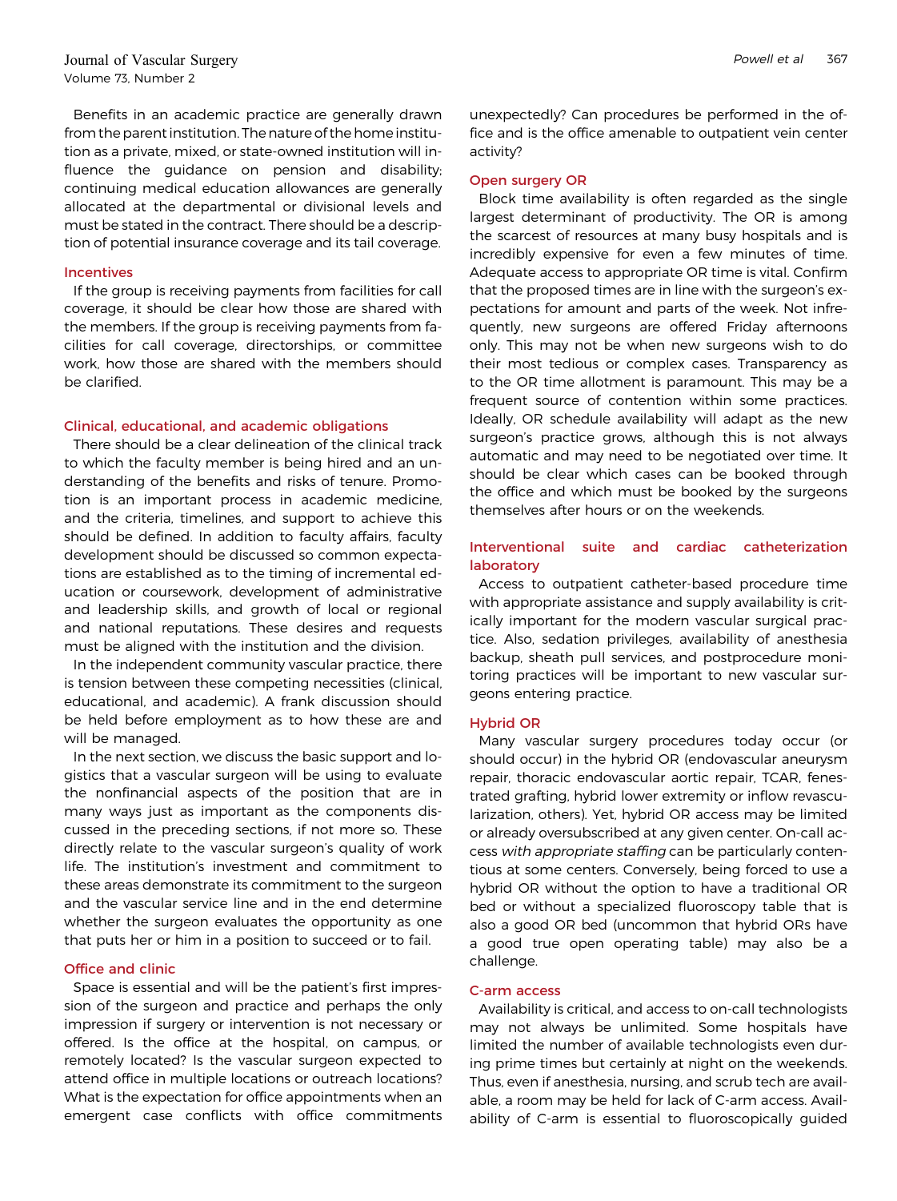Benefits in an academic practice are generally drawn from the parent institution. The nature of the home institution as a private, mixed, or state-owned institution will influence the guidance on pension and disability; continuing medical education allowances are generally allocated at the departmental or divisional levels and must be stated in the contract. There should be a description of potential insurance coverage and its tail coverage.

### Incentives

If the group is receiving payments from facilities for call coverage, it should be clear how those are shared with the members. If the group is receiving payments from facilities for call coverage, directorships, or committee work, how those are shared with the members should be clarified.

## Clinical, educational, and academic obligations

There should be a clear delineation of the clinical track to which the faculty member is being hired and an understanding of the benefits and risks of tenure. Promotion is an important process in academic medicine, and the criteria, timelines, and support to achieve this should be defined. In addition to faculty affairs, faculty development should be discussed so common expectations are established as to the timing of incremental education or coursework, development of administrative and leadership skills, and growth of local or regional and national reputations. These desires and requests must be aligned with the institution and the division.

In the independent community vascular practice, there is tension between these competing necessities (clinical, educational, and academic). A frank discussion should be held before employment as to how these are and will be managed.

In the next section, we discuss the basic support and logistics that a vascular surgeon will be using to evaluate the nonfinancial aspects of the position that are in many ways just as important as the components discussed in the preceding sections, if not more so. These directly relate to the vascular surgeon's quality of work life. The institution's investment and commitment to these areas demonstrate its commitment to the surgeon and the vascular service line and in the end determine whether the surgeon evaluates the opportunity as one that puts her or him in a position to succeed or to fail.

### Office and clinic

Space is essential and will be the patient's first impression of the surgeon and practice and perhaps the only impression if surgery or intervention is not necessary or offered. Is the office at the hospital, on campus, or remotely located? Is the vascular surgeon expected to attend office in multiple locations or outreach locations? What is the expectation for office appointments when an emergent case conflicts with office commitments unexpectedly? Can procedures be performed in the office and is the office amenable to outpatient vein center activity?

### Open surgery OR

Block time availability is often regarded as the single largest determinant of productivity. The OR is among the scarcest of resources at many busy hospitals and is incredibly expensive for even a few minutes of time. Adequate access to appropriate OR time is vital. Confirm that the proposed times are in line with the surgeon's expectations for amount and parts of the week. Not infrequently, new surgeons are offered Friday afternoons only. This may not be when new surgeons wish to do their most tedious or complex cases. Transparency as to the OR time allotment is paramount. This may be a frequent source of contention within some practices. Ideally, OR schedule availability will adapt as the new surgeon's practice grows, although this is not always automatic and may need to be negotiated over time. It should be clear which cases can be booked through the office and which must be booked by the surgeons themselves after hours or on the weekends.

### Interventional suite and cardiac catheterization laboratory

Access to outpatient catheter-based procedure time with appropriate assistance and supply availability is critically important for the modern vascular surgical practice. Also, sedation privileges, availability of anesthesia backup, sheath pull services, and postprocedure monitoring practices will be important to new vascular surgeons entering practice.

### Hybrid OR

Many vascular surgery procedures today occur (or should occur) in the hybrid OR (endovascular aneurysm repair, thoracic endovascular aortic repair, TCAR, fenestrated grafting, hybrid lower extremity or inflow revascularization, others). Yet, hybrid OR access may be limited or already oversubscribed at any given center. On-call access *with appropriate staffing* can be particularly contentious at some centers. Conversely, being forced to use a hybrid OR without the option to have a traditional OR bed or without a specialized fluoroscopy table that is also a good OR bed (uncommon that hybrid ORs have a good true open operating table) may also be a challenge.

### C-arm access

Availability is critical, and access to on-call technologists may not always be unlimited. Some hospitals have limited the number of available technologists even during prime times but certainly at night on the weekends. Thus, even if anesthesia, nursing, and scrub tech are available, a room may be held for lack of C-arm access. Availability of C-arm is essential to fluoroscopically guided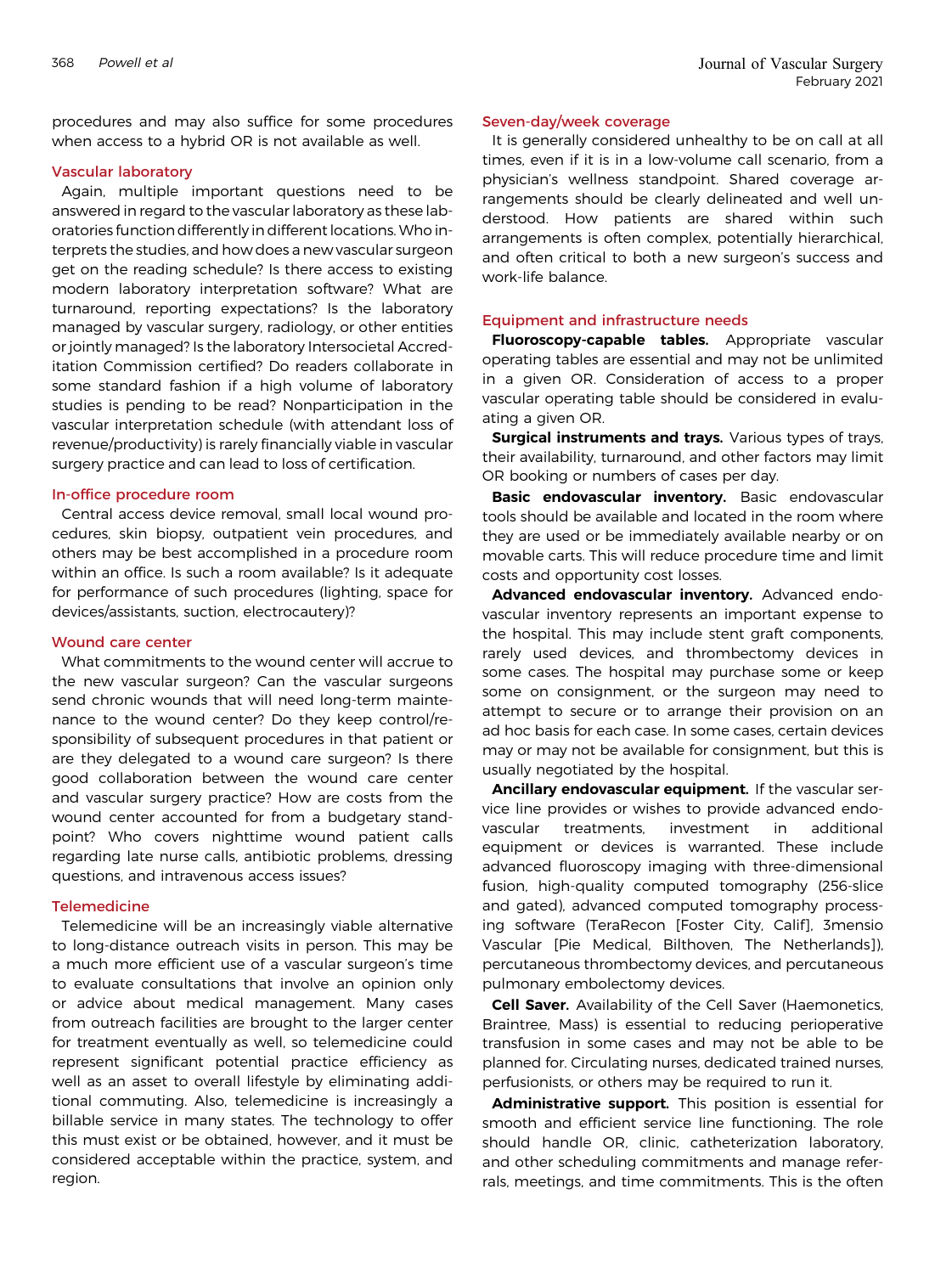procedures and may also suffice for some procedures when access to a hybrid OR is not available as well.

### Vascular laboratory

Again, multiple important questions need to be answered in regard to the vascular laboratory as these laboratories function differently in different locations. Who interprets the studies, and how does a new vascular surgeon get on the reading schedule? Is there access to existing modern laboratory interpretation software? What are turnaround, reporting expectations? Is the laboratory managed by vascular surgery, radiology, or other entities or jointly managed? Is the laboratory Intersocietal Accreditation Commission certified? Do readers collaborate in some standard fashion if a high volume of laboratory studies is pending to be read? Nonparticipation in the vascular interpretation schedule (with attendant loss of revenue/productivity) is rarely financially viable in vascular surgery practice and can lead to loss of certification.

### In-office procedure room

Central access device removal, small local wound procedures, skin biopsy, outpatient vein procedures, and others may be best accomplished in a procedure room within an office. Is such a room available? Is it adequate for performance of such procedures (lighting, space for devices/assistants, suction, electrocautery)?

### Wound care center

What commitments to the wound center will accrue to the new vascular surgeon? Can the vascular surgeons send chronic wounds that will need long-term maintenance to the wound center? Do they keep control/responsibility of subsequent procedures in that patient or are they delegated to a wound care surgeon? Is there good collaboration between the wound care center and vascular surgery practice? How are costs from the wound center accounted for from a budgetary standpoint? Who covers nighttime wound patient calls regarding late nurse calls, antibiotic problems, dressing questions, and intravenous access issues?

### Telemedicine

Telemedicine will be an increasingly viable alternative to long-distance outreach visits in person. This may be a much more efficient use of a vascular surgeon's time to evaluate consultations that involve an opinion only or advice about medical management. Many cases from outreach facilities are brought to the larger center for treatment eventually as well, so telemedicine could represent significant potential practice efficiency as well as an asset to overall lifestyle by eliminating additional commuting. Also, telemedicine is increasingly a billable service in many states. The technology to offer this must exist or be obtained, however, and it must be considered acceptable within the practice, system, and region.

### Seven-day/week coverage

It is generally considered unhealthy to be on call at all times, even if it is in a low-volume call scenario, from a physician's wellness standpoint. Shared coverage arrangements should be clearly delineated and well understood. How patients are shared within such arrangements is often complex, potentially hierarchical, and often critical to both a new surgeon's success and work-life balance.

## Equipment and infrastructure needs

**Fluoroscopy-capable tables.** Appropriate vascular operating tables are essential and may not be unlimited in a given OR. Consideration of access to a proper vascular operating table should be considered in evaluating a given OR.

**Surgical instruments and trays.** Various types of trays, their availability, turnaround, and other factors may limit OR booking or numbers of cases per day.

**Basic endovascular inventory.** Basic endovascular tools should be available and located in the room where they are used or be immediately available nearby or on movable carts. This will reduce procedure time and limit costs and opportunity cost losses.

**Advanced endovascular inventory.** Advanced endovascular inventory represents an important expense to the hospital. This may include stent graft components, rarely used devices, and thrombectomy devices in some cases. The hospital may purchase some or keep some on consignment, or the surgeon may need to attempt to secure or to arrange their provision on an ad hoc basis for each case. In some cases, certain devices may or may not be available for consignment, but this is usually negotiated by the hospital.

**Ancillary endovascular equipment.** If the vascular service line provides or wishes to provide advanced endovascular treatments, investment in additional equipment or devices is warranted. These include advanced fluoroscopy imaging with three-dimensional fusion, high-quality computed tomography (256-slice and gated), advanced computed tomography processing software (TeraRecon [Foster City, Calif], 3mensio Vascular [Pie Medical, Bilthoven, The Netherlands]), percutaneous thrombectomy devices, and percutaneous pulmonary embolectomy devices.

**Cell Saver.** Availability of the Cell Saver (Haemonetics, Braintree, Mass) is essential to reducing perioperative transfusion in some cases and may not be able to be planned for. Circulating nurses, dedicated trained nurses, perfusionists, or others may be required to run it.

**Administrative support.** This position is essential for smooth and efficient service line functioning. The role should handle OR, clinic, catheterization laboratory, and other scheduling commitments and manage referrals, meetings, and time commitments. This is the often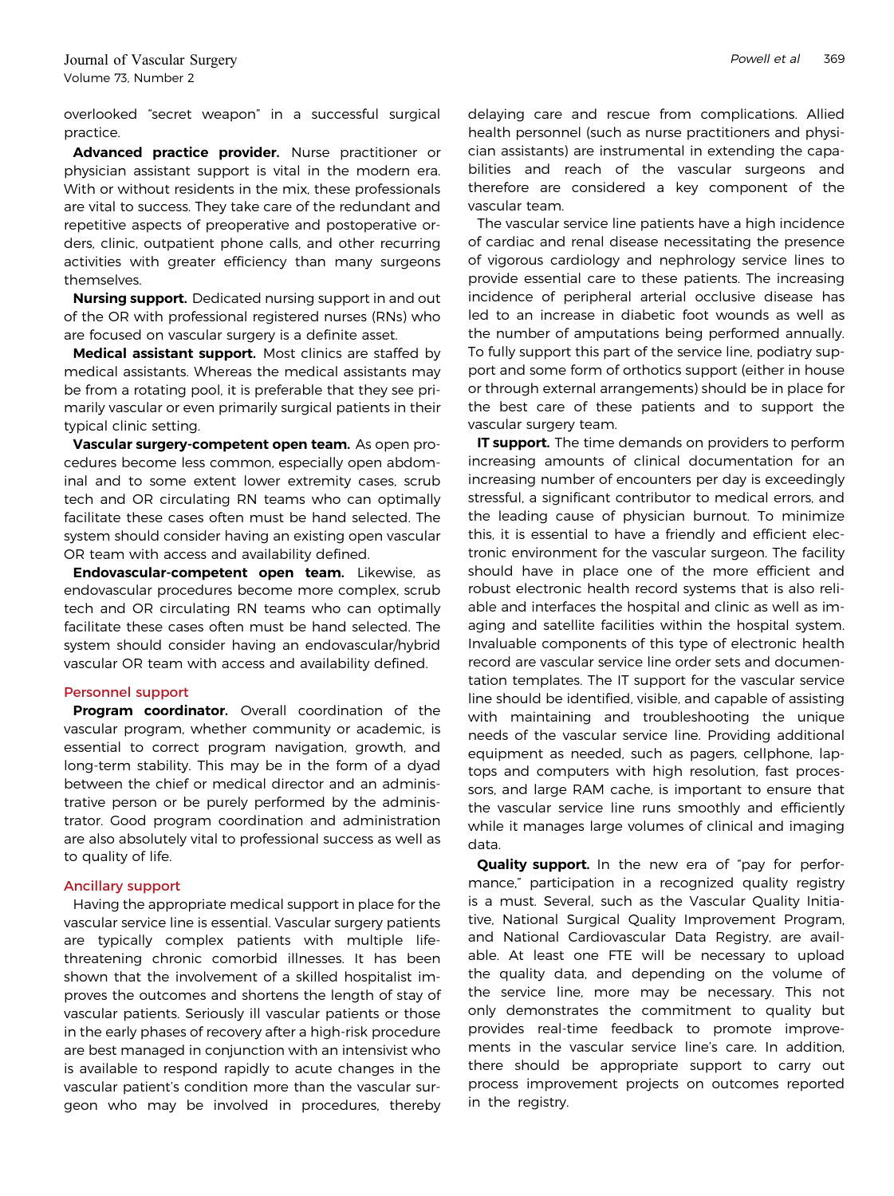overlooked "secret weapon" in a successful surgical practice.

**Advanced practice provider.** Nurse practitioner or physician assistant support is vital in the modern era. With or without residents in the mix, these professionals are vital to success. They take care of the redundant and repetitive aspects of preoperative and postoperative orders, clinic, outpatient phone calls, and other recurring activities with greater efficiency than many surgeons themselves.

**Nursing support.** Dedicated nursing support in and out of the OR with professional registered nurses (RNs) who are focused on vascular surgery is a definite asset.

**Medical assistant support.** Most clinics are staffed by medical assistants. Whereas the medical assistants may be from a rotating pool, it is preferable that they see primarily vascular or even primarily surgical patients in their typical clinic setting.

**Vascular surgery-competent open team.** As open procedures become less common, especially open abdominal and to some extent lower extremity cases, scrub tech and OR circulating RN teams who can optimally facilitate these cases often must be hand selected. The system should consider having an existing open vascular OR team with access and availability defined.

**Endovascular-competent open team.** Likewise, as endovascular procedures become more complex, scrub tech and OR circulating RN teams who can optimally facilitate these cases often must be hand selected. The system should consider having an endovascular/hybrid vascular OR team with access and availability defined.

## Personnel support

**Program coordinator.** Overall coordination of the vascular program, whether community or academic, is essential to correct program navigation, growth, and long-term stability. This may be in the form of a dyad between the chief or medical director and an administrative person or be purely performed by the administrator. Good program coordination and administration are also absolutely vital to professional success as well as to quality of life.

## Ancillary support

Having the appropriate medical support in place for the vascular service line is essential. Vascular surgery patients are typically complex patients with multiple life-threatening chronic comorbid illnesses. It has been shown that the involvement of a skilled hospitalist improves the outcomes and shortens the length of stay of vascular patients. Seriously ill vascular patients or those in the early phases of recovery after a high-risk procedure are best managed in conjunction with an intensivist who is available to respond rapidly to acute changes in the vascular patient's condition more than the vascular surgeon who may be involved in procedures, thereby delaying care and rescue from complications. Allied health personnel (such as nurse practitioners and physician assistants) are instrumental in extending the capabilities and reach of the vascular surgeons and therefore are considered a key component of the vascular team.

The vascular service line patients have a high incidence of cardiac and renal disease necessitating the presence of vigorous cardiology and nephrology service lines to provide essential care to these patients. The increasing incidence of peripheral arterial occlusive disease has led to an increase in diabetic foot wounds as well as the number of amputations being performed annually. To fully support this part of the service line, podiatry support and some form of orthotics support (either in house or through external arrangements) should be in place for the best care of these patients and to support the vascular surgery team.

**IT support.** The time demands on providers to perform increasing amounts of clinical documentation for an increasing number of encounters per day is exceedingly stressful, a significant contributor to medical errors, and the leading cause of physician burnout. To minimize this, it is essential to have a friendly and efficient electronic environment for the vascular surgeon. The facility should have in place one of the more efficient and robust electronic health record systems that is also reliable and interfaces the hospital and clinic as well as imaging and satellite facilities within the hospital system. Invaluable components of this type of electronic health record are vascular service line order sets and documentation templates. The IT support for the vascular service line should be identified, visible, and capable of assisting with maintaining and troubleshooting the unique needs of the vascular service line. Providing additional equipment as needed, such as pagers, cellphone, laptops and computers with high resolution, fast processors, and large RAM cache, is important to ensure that the vascular service line runs smoothly and efficiently while it manages large volumes of clinical and imaging data.

**Quality support.** In the new era of "pay for performance," participation in a recognized quality registry is a must. Several, such as the Vascular Quality Initiative, National Surgical Quality Improvement Program, and National Cardiovascular Data Registry, are available. At least one FTE will be necessary to upload the quality data, and depending on the volume of the service line, more may be necessary. This not only demonstrates the commitment to quality but provides real-time feedback to promote improvements in the vascular service line's care. In addition, there should be appropriate support to carry out process improvement projects on outcomes reported in the registry.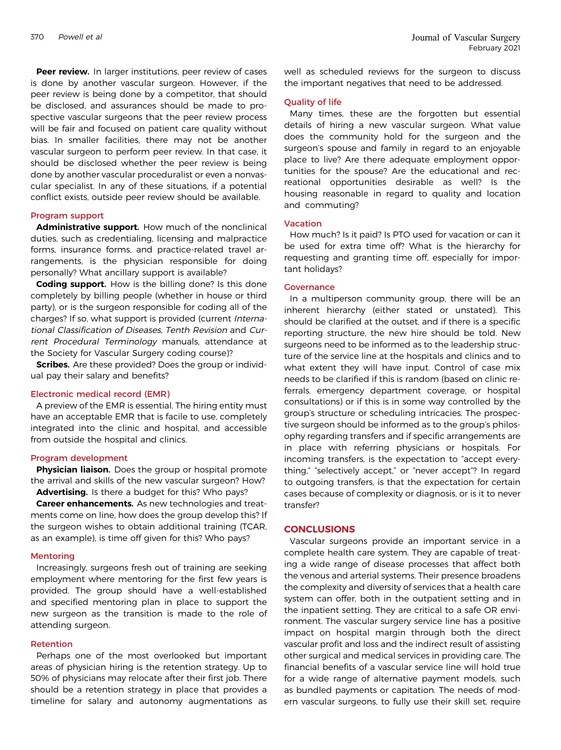**Peer review.** In larger institutions, peer review of cases is done by another vascular surgeon. However, if the peer review is being done by a competitor, that should be disclosed, and assurances should be made to prospective vascular surgeons that the peer review process will be fair and focused on patient care quality without bias. In smaller facilities, there may not be another vascular surgeon to perform peer review. In that case, it should be disclosed whether the peer review is being done by another vascular proceduralist or even a nonvascular specialist. In any of these situations, if a potential conflict exists, outside peer review should be available.

### Program support

**Administrative support.** How much of the nonclinical duties, such as credentialing, licensing and malpractice forms, insurance forms, and practice-related travel arrangements, is the physician responsible for doing personally? What ancillary support is available?

**Coding support.** How is the billing done? Is this done completely by billing people (whether in house or third party), or is the surgeon responsible for coding all of the charges? If so, what support is provided (current *International Classification of Diseases, Tenth Revision* and *Current Procedural Terminology* manuals, attendance at the Society for Vascular Surgery coding course)?

**Scribes.** Are these provided? Does the group or individual pay their salary and benefits?

### Electronic medical record (EMR)

A preview of the EMR is essential. The hiring entity must have an acceptable EMR that is facile to use, completely integrated into the clinic and hospital, and accessible from outside the hospital and clinics.

### Program development

**Physician liaison.** Does the group or hospital promote the arrival and skills of the new vascular surgeon? How?

**Advertising.** Is there a budget for this? Who pays?

**Career enhancements.** As new technologies and treatments come on line, how does the group develop this? If the surgeon wishes to obtain additional training (TCAR, as an example), is time off given for this? Who pays?

### Mentoring

Increasingly, surgeons fresh out of training are seeking employment where mentoring for the first few years is provided. The group should have a well-established and specified mentoring plan in place to support the new surgeon as the transition is made to the role of attending surgeon.

### Retention

Perhaps one of the most overlooked but important areas of physician hiring is the retention strategy. Up to 50% of physicians may relocate after their first job. There should be a retention strategy in place that provides a timeline for salary and autonomy augmentations as well as scheduled reviews for the surgeon to discuss the important negatives that need to be addressed.

### Quality of life

Many times, these are the forgotten but essential details of hiring a new vascular surgeon. What value does the community hold for the surgeon and the surgeon's spouse and family in regard to an enjoyable place to live? Are there adequate employment opportunities for the spouse? Are the educational and recreational opportunities desirable as well? Is the housing reasonable in regard to quality and location and commuting?

### Vacation

How much? Is it paid? Is PTO used for vacation or can it be used for extra time off? What is the hierarchy for requesting and granting time off, especially for important holidays?

### Governance

In a multiperson community group, there will be an inherent hierarchy (either stated or unstated). This should be clarified at the outset, and if there is a specific reporting structure, the new hire should be told. New surgeons need to be informed as to the leadership structure of the service line at the hospitals and clinics and to what extent they will have input. Control of case mix needs to be clarified if this is random (based on clinic referrals, emergency department coverage, or hospital consultations) or if this is in some way controlled by the group's structure or scheduling intricacies. The prospective surgeon should be informed as to the group's philosophy regarding transfers and if specific arrangements are in place with referring physicians or hospitals. For incoming transfers, is the expectation to "accept everything," "selectively accept," or "never accept"? In regard to outgoing transfers, is that the expectation for certain cases because of complexity or diagnosis, or is it to never transfer?

## CONCLUSIONS

Vascular surgeons provide an important service in a complete health care system. They are capable of treating a wide range of disease processes that affect both the venous and arterial systems. Their presence broadens the complexity and diversity of services that a health care system can offer, both in the outpatient setting and in the inpatient setting. They are critical to a safe OR environment. The vascular surgery service line has a positive impact on hospital margin through both the direct vascular profit and loss and the indirect result of assisting other surgical and medical services in providing care. The financial benefits of a vascular service line will hold true for a wide range of alternative payment models, such as bundled payments or capitation. The needs of modern vascular surgeons, to fully use their skill set, require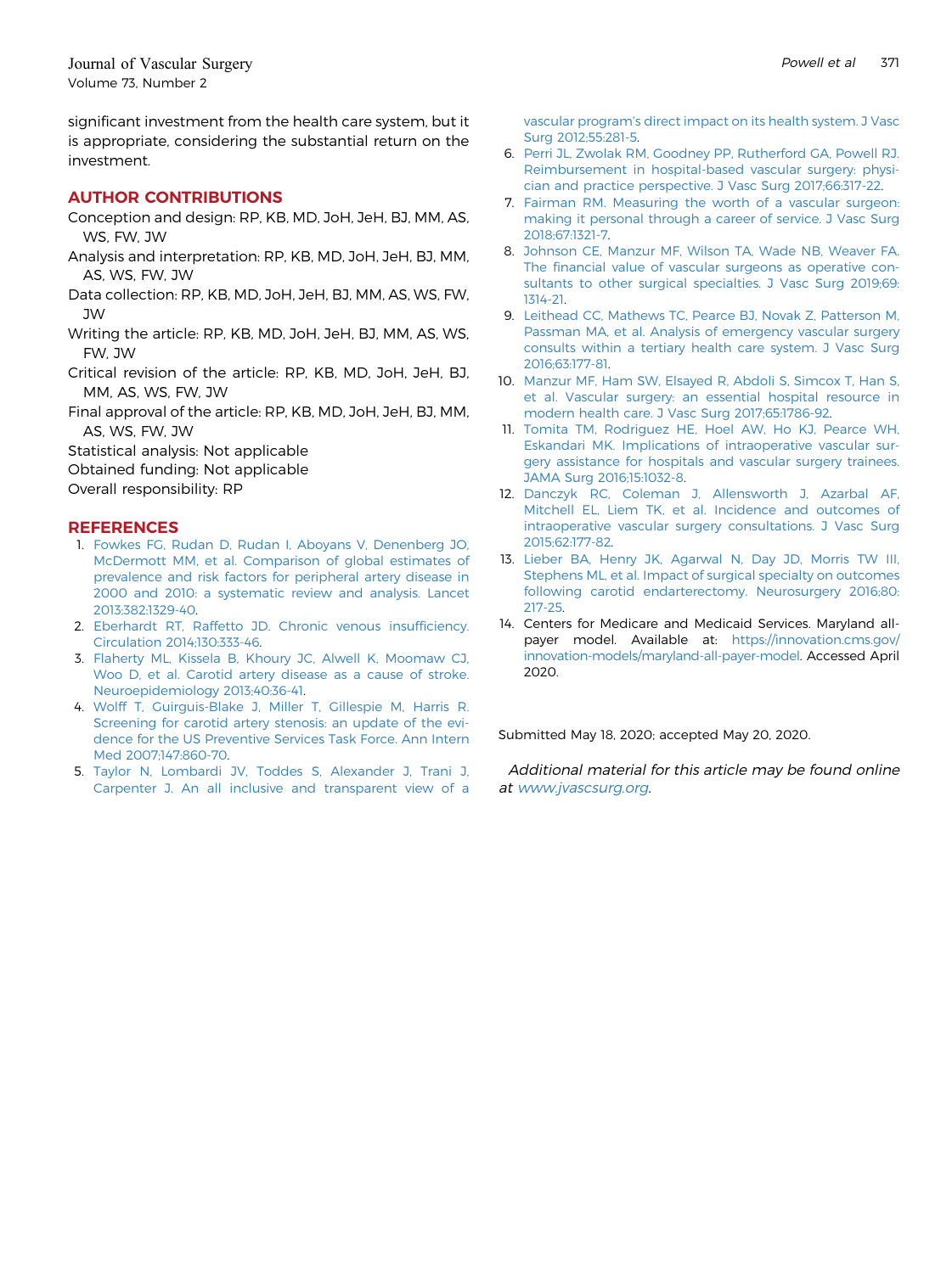significant investment from the health care system, but it is appropriate, considering the substantial return on the investment.

## AUTHOR CONTRIBUTIONS

Conception and design: RP, KB, MD, JoH, JeH, BJ, MM, AS, WS, FW, JW

Analysis and interpretation: RP, KB, MD, JoH, JeH, BJ, MM, AS, WS, FW, JW

Data collection: RP, KB, MD, JoH, JeH, BJ, MM, AS, WS, FW, JW

Writing the article: RP, KB, MD, JoH, JeH, BJ, MM, AS, WS, FW, JW

Critical revision of the article: RP, KB, MD, JoH, JeH, BJ, MM, AS, WS, FW, JW

Final approval of the article: RP, KB, MD, JoH, JeH, BJ, MM, AS, WS, FW, JW

Statistical analysis: Not applicable

Obtained funding: Not applicable

Overall responsibility: RP

## REFERENCES

1. Fowkes FG, Rudan D, Rudan I, Aboyans V, Denenberg JO, McDermott MM, et al. Comparison of global estimates of prevalence and risk factors for peripheral artery disease in 2000 and 2010: a systematic review and analysis. Lancet 2013;382:1329-40.
2. Eberhardt RT, Raffetto JD. Chronic venous insufficiency. Circulation 2014;130:333-46.
3. Flaherty ML, Kissela B, Khoury JC, Alwell K, Moomaw CJ, Woo D, et al. Carotid artery disease as a cause of stroke. Neuroepidemiology 2013;40:36-41.
4. Wolff T, Guirguis-Blake J, Miller T, Gillespie M, Harris R. Screening for carotid artery stenosis: an update of the evidence for the US Preventive Services Task Force. Ann Intern Med 2007;147:860-70.
5. Taylor N, Lombardi JV, Toddes S, Alexander J, Trani J, Carpenter J. An all inclusive and transparent view of a vascular program's direct impact on its health system. J Vasc Surg 2012;55:281-5.
6. Perri JL, Zwolak RM, Goodney PP, Rutherford GA, Powell RJ. Reimbursement in hospital-based vascular surgery: physician and practice perspective. J Vasc Surg 2017;66:317-22.
7. Fairman RM. Measuring the worth of a vascular surgeon: making it personal through a career of service. J Vasc Surg 2018;67:1321-7.
8. Johnson CE, Manzur MF, Wilson TA, Wade NB, Weaver FA. The financial value of vascular surgeons as operative consultants to other surgical specialties. J Vasc Surg 2019;69:1314-21.
9. Leithead CC, Mathews TC, Pearce BJ, Novak Z, Patterson M, Passman MA, et al. Analysis of emergency vascular surgery consults within a tertiary health care system. J Vasc Surg 2016;63:177-81.
10. Manzur MF, Ham SW, Elsayed R, Abdoli S, Simcox T, Han S, et al. Vascular surgery: an essential hospital resource in modern health care. J Vasc Surg 2017;65:1786-92.
11. Tomita TM, Rodriguez HE, Hoel AW, Ho KJ, Pearce WH, Eskandari MK. Implications of intraoperative vascular surgery assistance for hospitals and vascular surgery trainees. JAMA Surg 2016;15:1032-8.
12. Danczyk RC, Coleman J, Allensworth J, Azarbal AF, Mitchell EL, Liem TK, et al. Incidence and outcomes of intraoperative vascular surgery consultations. J Vasc Surg 2015;62:177-82.
13. Lieber BA, Henry JK, Agarwal N, Day JD, Morris TW III, Stephens ML, et al. Impact of surgical specialty on outcomes following carotid endarterectomy. Neurosurgery 2016;80:217-25.
14. Centers for Medicare and Medicaid Services. Maryland all-payer model. Available at: https://innovation.cms.gov/innovation-models/maryland-all-payer-model. Accessed April 2020.

Submitted May 18, 2020; accepted May 20, 2020.

*Additional material for this article may be found online at www.jvascsurg.org.*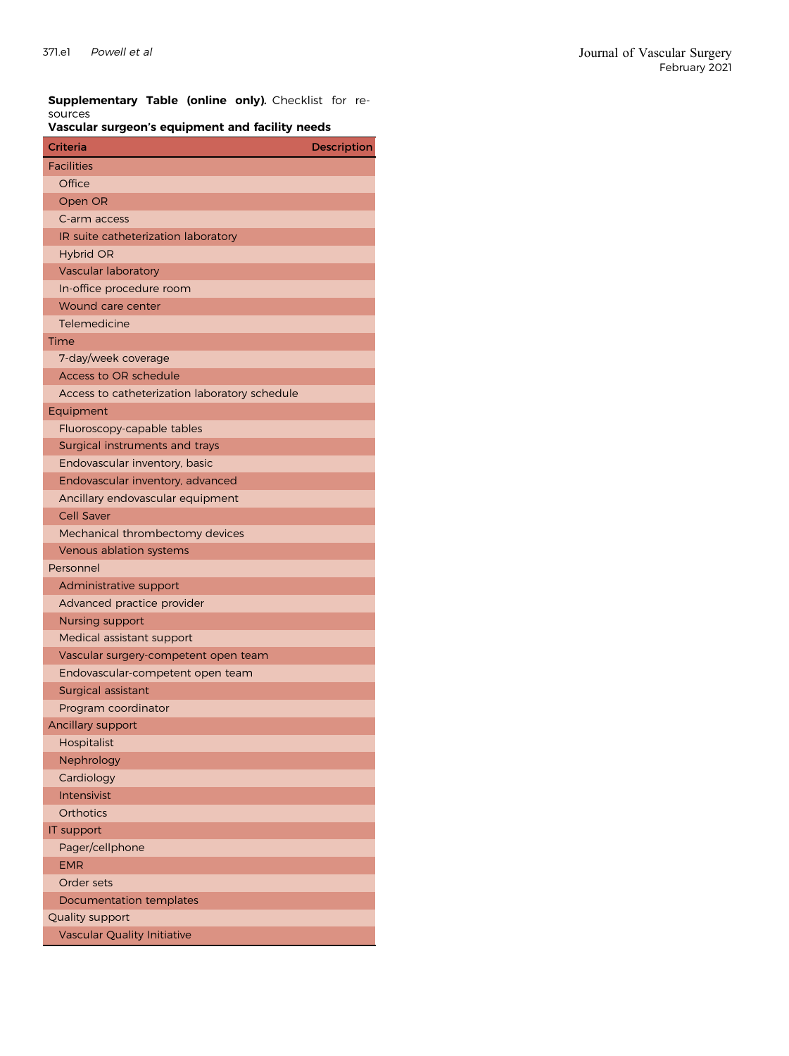**Supplementary Table (online only).** Checklist for resources

**Vascular surgeon's equipment and facility needs**

| Criteria | Description |
|---|---|
| Facilities | |
| Office | |
| Open OR | |
| C-arm access | |
| IR suite catheterization laboratory | |
| Hybrid OR | |
| Vascular laboratory | |
| In-office procedure room | |
| Wound care center | |
| Telemedicine | |
| Time | |
| 7-day/week coverage | |
| Access to OR schedule | |
| Access to catheterization laboratory schedule | |
| Equipment | |
| Fluoroscopy-capable tables | |
| Surgical instruments and trays | |
| Endovascular inventory, basic | |
| Endovascular inventory, advanced | |
| Ancillary endovascular equipment | |
| Cell Saver | |
| Mechanical thrombectomy devices | |
| Venous ablation systems | |
| Personnel | |
| Administrative support | |
| Advanced practice provider | |
| Nursing support | |
| Medical assistant support | |
| Vascular surgery-competent open team | |
| Endovascular-competent open team | |
| Surgical assistant | |
| Program coordinator | |
| Ancillary support | |
| Hospitalist | |
| Nephrology | |
| Cardiology | |
| Intensivist | |
| Orthotics | |
| IT support | |
| Pager/cellphone | |
| EMR | |
| Order sets | |
| Documentation templates | |
| Quality support | |
| Vascular Quality Initiative | |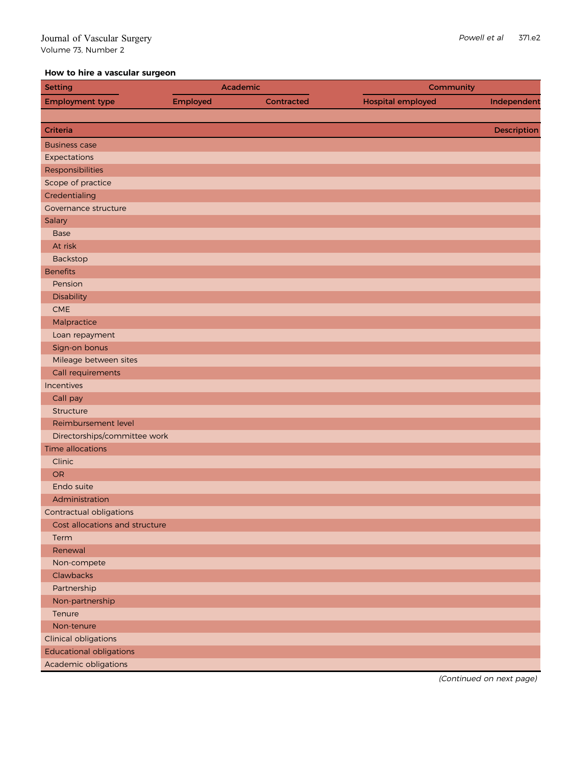**How to hire a vascular surgeon**

| Setting | Academic | | Community | |
|---|---|---|---|---|
| Employment type | Employed | Contracted | Hospital employed | Independent |
| | | | | |
| **Criteria** | | | | **Description** |
| Business case | | | | |
| Expectations | | | | |
| Responsibilities | | | | |
| Scope of practice | | | | |
| Credentialing | | | | |
| Governance structure | | | | |
| Salary | | | | |
| Base | | | | |
| At risk | | | | |
| Backstop | | | | |
| Benefits | | | | |
| Pension | | | | |
| Disability | | | | |
| CME | | | | |
| Malpractice | | | | |
| Loan repayment | | | | |
| Sign-on bonus | | | | |
| Mileage between sites | | | | |
| Call requirements | | | | |
| Incentives | | | | |
| Call pay | | | | |
| Structure | | | | |
| Reimbursement level | | | | |
| Directorships/committee work | | | | |
| Time allocations | | | | |
| Clinic | | | | |
| OR | | | | |
| Endo suite | | | | |
| Administration | | | | |
| Contractual obligations | | | | |
| Cost allocations and structure | | | | |
| Term | | | | |
| Renewal | | | | |
| Non-compete | | | | |
| Clawbacks | | | | |
| Partnership | | | | |
| Non-partnership | | | | |
| Tenure | | | | |
| Non-tenure | | | | |
| Clinical obligations | | | | |
| Educational obligations | | | | |
| Academic obligations | | | | |

*(Continued on next page)*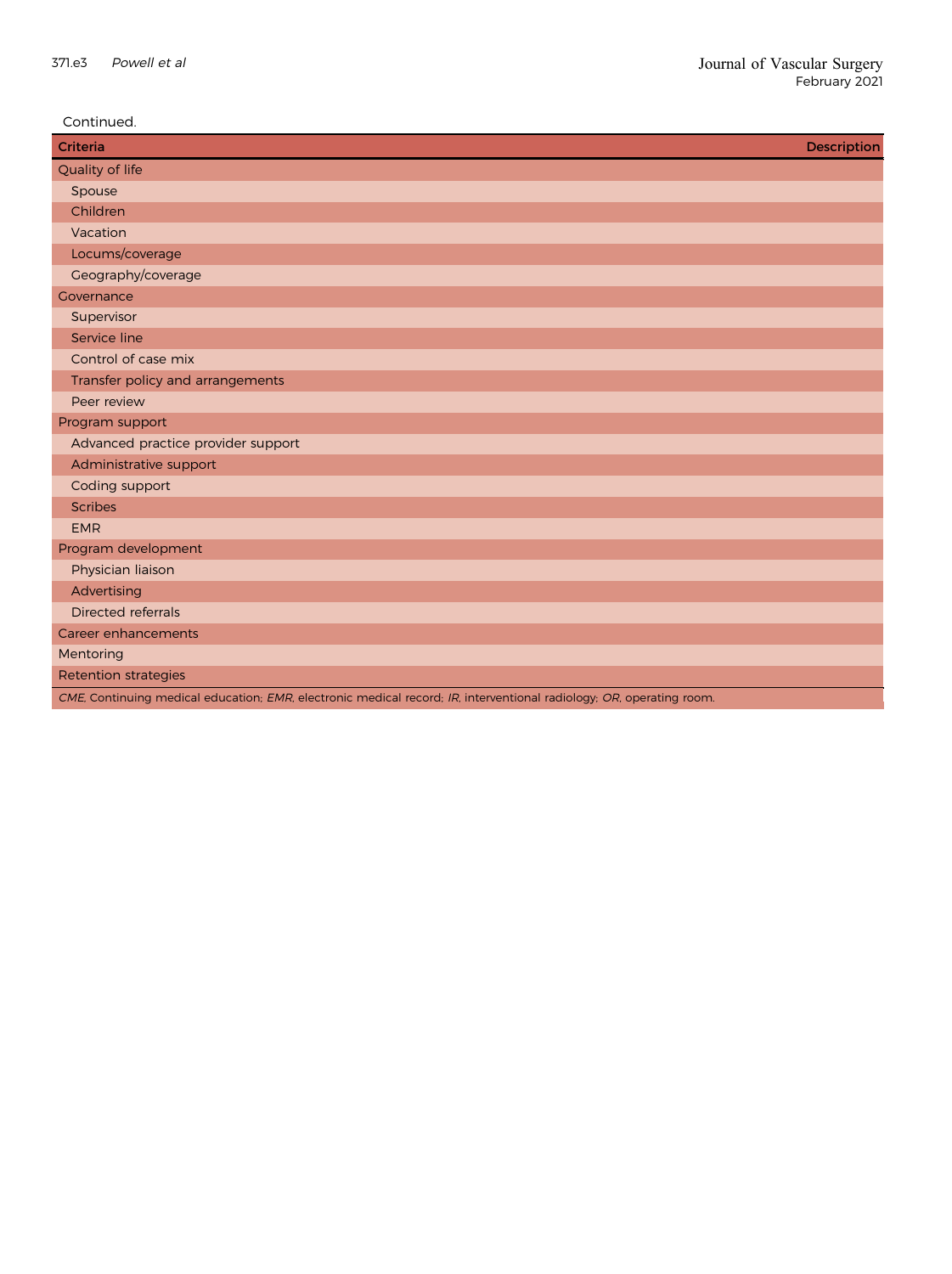Continued.

| Criteria | Description |
| --- | --- |
| Quality of life | |
| Spouse | |
| Children | |
| Vacation | |
| Locums/coverage | |
| Geography/coverage | |
| Governance | |
| Supervisor | |
| Service line | |
| Control of case mix | |
| Transfer policy and arrangements | |
| Peer review | |
| Program support | |
| Advanced practice provider support | |
| Administrative support | |
| Coding support | |
| Scribes | |
| EMR | |
| Program development | |
| Physician liaison | |
| Advertising | |
| Directed referrals | |
| Career enhancements | |
| Mentoring | |
| Retention strategies | |

*CME*, Continuing medical education; *EMR*, electronic medical record; *IR*, interventional radiology; *OR*, operating room.